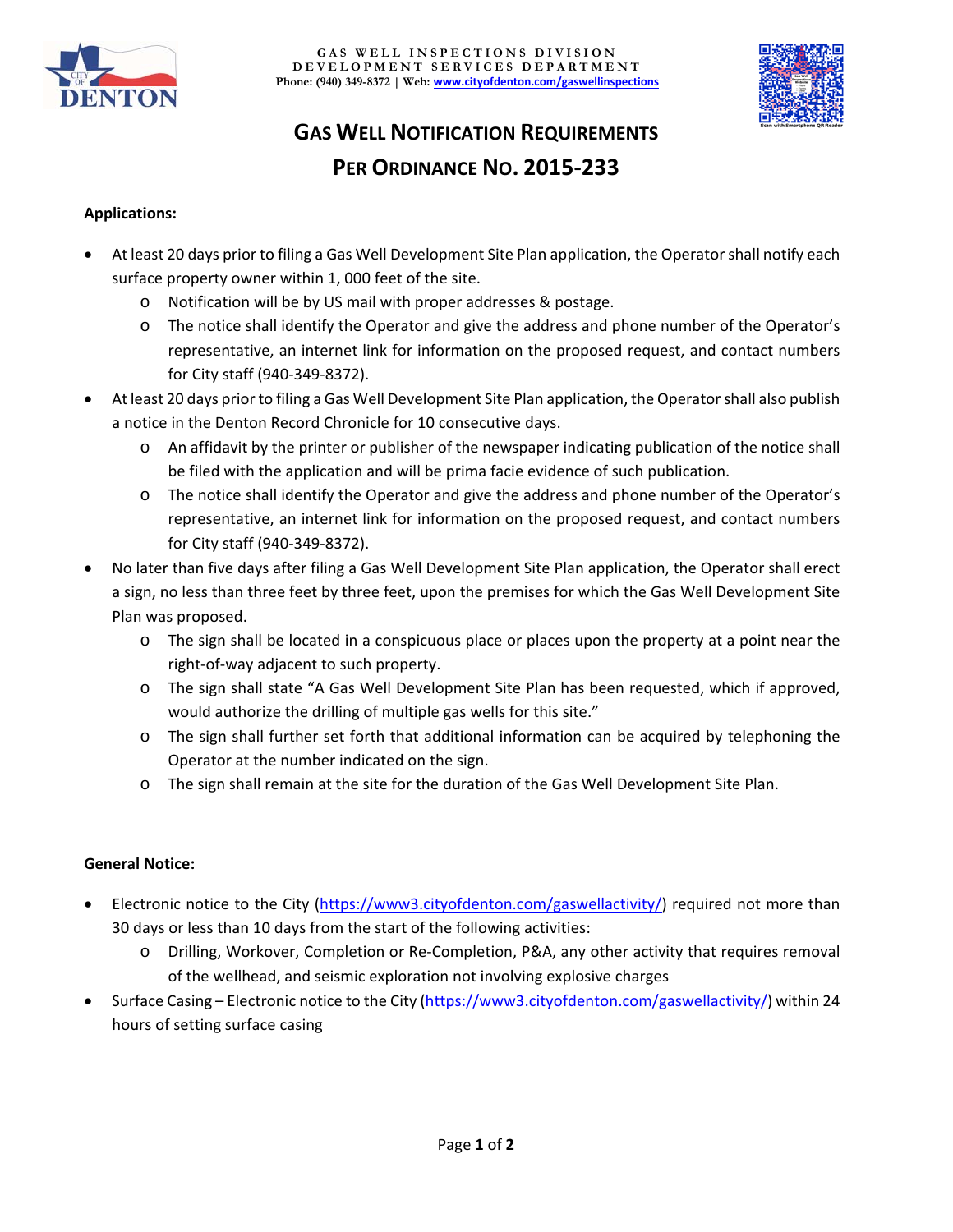GAS WELL INSPECTIONS DIVISION
DEVELOPMENT SERVICES DEPARTMENT
Phone: (940) 349-8372 | Web: www.cityofdenton.com/gaswellinspections

# GAS WELL NOTIFICATION REQUIREMENTS PER ORDINANCE NO. 2015-233

**Applications:**

- At least 20 days prior to filing a Gas Well Development Site Plan application, the Operator shall notify each surface property owner within 1, 000 feet of the site.
  - Notification will be by US mail with proper addresses & postage.
  - The notice shall identify the Operator and give the address and phone number of the Operator's representative, an internet link for information on the proposed request, and contact numbers for City staff (940-349-8372).
- At least 20 days prior to filing a Gas Well Development Site Plan application, the Operator shall also publish a notice in the Denton Record Chronicle for 10 consecutive days.
  - An affidavit by the printer or publisher of the newspaper indicating publication of the notice shall be filed with the application and will be prima facie evidence of such publication.
  - The notice shall identify the Operator and give the address and phone number of the Operator's representative, an internet link for information on the proposed request, and contact numbers for City staff (940-349-8372).
- No later than five days after filing a Gas Well Development Site Plan application, the Operator shall erect a sign, no less than three feet by three feet, upon the premises for which the Gas Well Development Site Plan was proposed.
  - The sign shall be located in a conspicuous place or places upon the property at a point near the right-of-way adjacent to such property.
  - The sign shall state "A Gas Well Development Site Plan has been requested, which if approved, would authorize the drilling of multiple gas wells for this site."
  - The sign shall further set forth that additional information can be acquired by telephoning the Operator at the number indicated on the sign.
  - The sign shall remain at the site for the duration of the Gas Well Development Site Plan.

**General Notice:**

- Electronic notice to the City (https://www3.cityofdenton.com/gaswellactivity/) required not more than 30 days or less than 10 days from the start of the following activities:
  - Drilling, Workover, Completion or Re-Completion, P&A, any other activity that requires removal of the wellhead, and seismic exploration not involving explosive charges
- Surface Casing – Electronic notice to the City (https://www3.cityofdenton.com/gaswellactivity/) within 24 hours of setting surface casing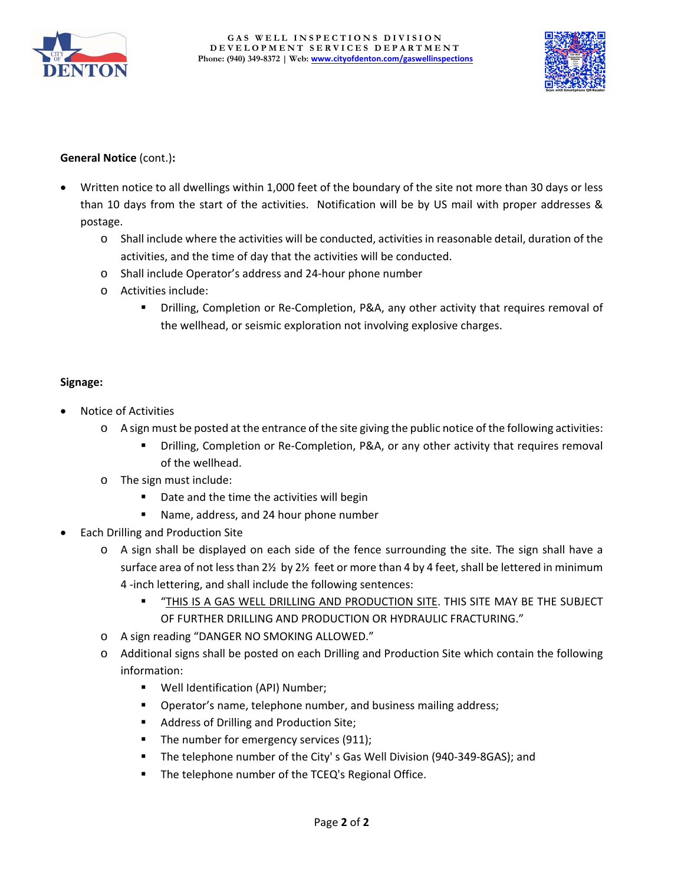**General Notice** (cont.)**:**

- Written notice to all dwellings within 1,000 feet of the boundary of the site not more than 30 days or less than 10 days from the start of the activities. Notification will be by US mail with proper addresses & postage.
  - Shall include where the activities will be conducted, activities in reasonable detail, duration of the activities, and the time of day that the activities will be conducted.
  - Shall include Operator's address and 24-hour phone number
  - Activities include:
    - Drilling, Completion or Re-Completion, P&A, any other activity that requires removal of the wellhead, or seismic exploration not involving explosive charges.

**Signage:**

- Notice of Activities
  - A sign must be posted at the entrance of the site giving the public notice of the following activities:
    - Drilling, Completion or Re-Completion, P&A, or any other activity that requires removal of the wellhead.
  - The sign must include:
    - Date and the time the activities will begin
    - Name, address, and 24 hour phone number
- Each Drilling and Production Site
  - A sign shall be displayed on each side of the fence surrounding the site. The sign shall have a surface area of not less than 2½ by 2½ feet or more than 4 by 4 feet, shall be lettered in minimum 4 -inch lettering, and shall include the following sentences:
    - "THIS IS A GAS WELL DRILLING AND PRODUCTION SITE. THIS SITE MAY BE THE SUBJECT OF FURTHER DRILLING AND PRODUCTION OR HYDRAULIC FRACTURING."
  - A sign reading "DANGER NO SMOKING ALLOWED."
  - Additional signs shall be posted on each Drilling and Production Site which contain the following information:
    - Well Identification (API) Number;
    - Operator's name, telephone number, and business mailing address;
    - Address of Drilling and Production Site;
    - The number for emergency services (911);
    - The telephone number of the City' s Gas Well Division (940-349-8GAS); and
    - The telephone number of the TCEQ's Regional Office.